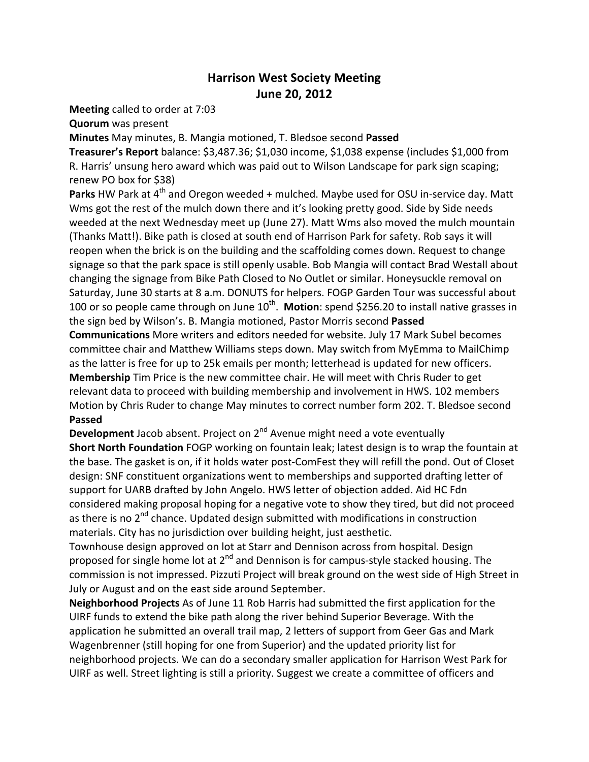# Harrison West Society Meeting
## June 20, 2012

**Meeting** called to order at 7:03

**Quorum** was present

**Minutes** May minutes, B. Mangia motioned, T. Bledsoe second **Passed**

**Treasurer's Report** balance: $3,487.36; $1,030 income, $1,038 expense (includes $1,000 from R. Harris' unsung hero award which was paid out to Wilson Landscape for park sign scaping; renew PO box for $38)

**Parks** HW Park at 4th and Oregon weeded + mulched. Maybe used for OSU in-service day. Matt Wms got the rest of the mulch down there and it's looking pretty good. Side by Side needs weeded at the next Wednesday meet up (June 27). Matt Wms also moved the mulch mountain (Thanks Matt!). Bike path is closed at south end of Harrison Park for safety. Rob says it will reopen when the brick is on the building and the scaffolding comes down. Request to change signage so that the park space is still openly usable. Bob Mangia will contact Brad Westall about changing the signage from Bike Path Closed to No Outlet or similar. Honeysuckle removal on Saturday, June 30 starts at 8 a.m. DONUTS for helpers. FOGP Garden Tour was successful about 100 or so people came through on June 10th. **Motion**: spend $256.20 to install native grasses in the sign bed by Wilson's. B. Mangia motioned, Pastor Morris second **Passed**

**Communications** More writers and editors needed for website. July 17 Mark Subel becomes committee chair and Matthew Williams steps down. May switch from MyEmma to MailChimp as the latter is free for up to 25k emails per month; letterhead is updated for new officers.

**Membership** Tim Price is the new committee chair. He will meet with Chris Ruder to get relevant data to proceed with building membership and involvement in HWS. 102 members Motion by Chris Ruder to change May minutes to correct number form 202. T. Bledsoe second **Passed**

**Development** Jacob absent. Project on 2nd Avenue might need a vote eventually

**Short North Foundation** FOGP working on fountain leak; latest design is to wrap the fountain at the base. The gasket is on, if it holds water post-ComFest they will refill the pond. Out of Closet design: SNF constituent organizations went to memberships and supported drafting letter of support for UARB drafted by John Angelo. HWS letter of objection added. Aid HC Fdn considered making proposal hoping for a negative vote to show they tired, but did not proceed as there is no 2nd chance. Updated design submitted with modifications in construction materials. City has no jurisdiction over building height, just aesthetic.

Townhouse design approved on lot at Starr and Dennison across from hospital. Design proposed for single home lot at 2nd and Dennison is for campus-style stacked housing. The commission is not impressed. Pizzuti Project will break ground on the west side of High Street in July or August and on the east side around September.

**Neighborhood Projects** As of June 11 Rob Harris had submitted the first application for the UIRF funds to extend the bike path along the river behind Superior Beverage. With the application he submitted an overall trail map, 2 letters of support from Geer Gas and Mark Wagenbrenner (still hoping for one from Superior) and the updated priority list for neighborhood projects. We can do a secondary smaller application for Harrison West Park for UIRF as well. Street lighting is still a priority. Suggest we create a committee of officers and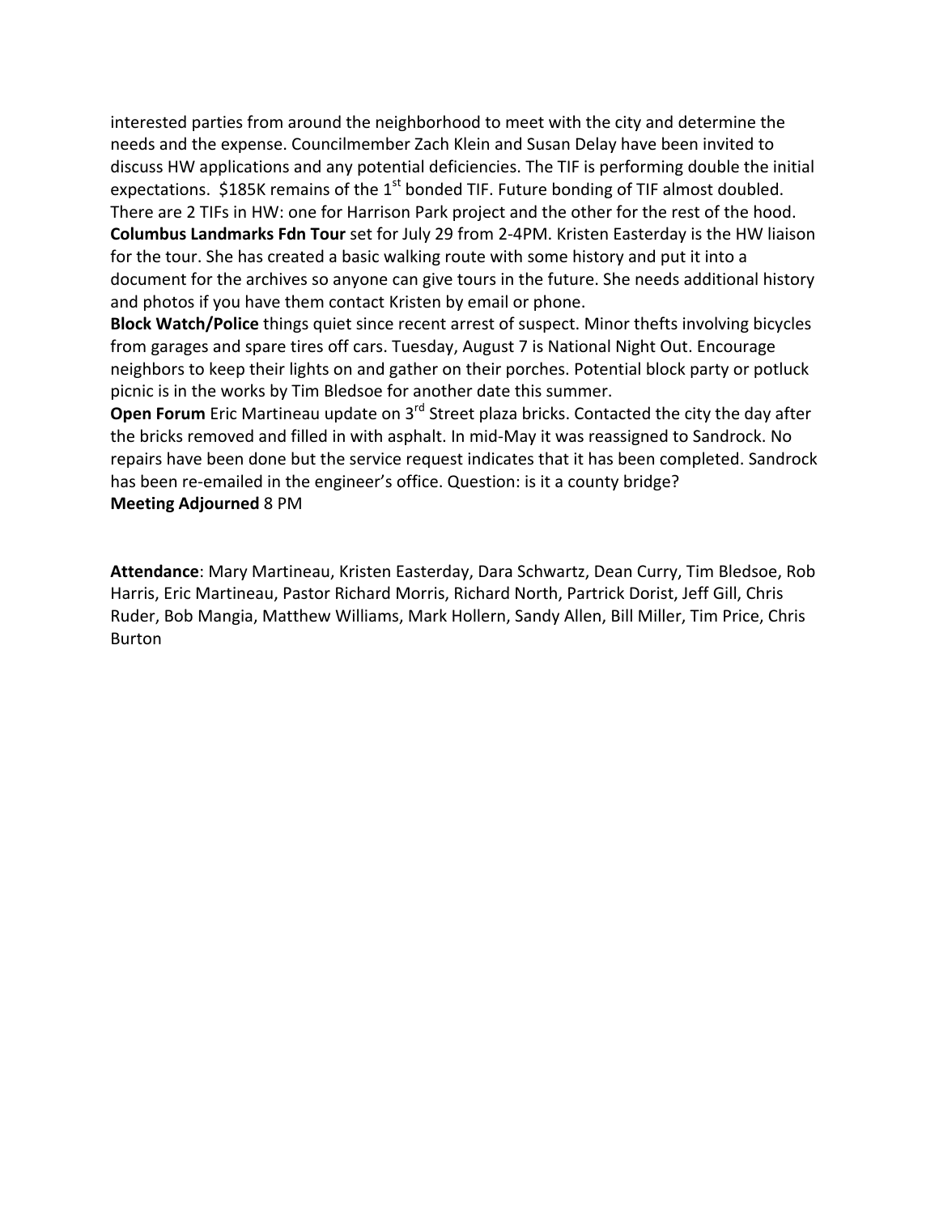interested parties from around the neighborhood to meet with the city and determine the needs and the expense. Councilmember Zach Klein and Susan Delay have been invited to discuss HW applications and any potential deficiencies. The TIF is performing double the initial expectations. $185K remains of the 1st bonded TIF. Future bonding of TIF almost doubled. There are 2 TIFs in HW: one for Harrison Park project and the other for the rest of the hood.
**Columbus Landmarks Fdn Tour** set for July 29 from 2-4PM. Kristen Easterday is the HW liaison for the tour. She has created a basic walking route with some history and put it into a document for the archives so anyone can give tours in the future. She needs additional history and photos if you have them contact Kristen by email or phone.
**Block Watch/Police** things quiet since recent arrest of suspect. Minor thefts involving bicycles from garages and spare tires off cars. Tuesday, August 7 is National Night Out. Encourage neighbors to keep their lights on and gather on their porches. Potential block party or potluck picnic is in the works by Tim Bledsoe for another date this summer.
**Open Forum** Eric Martineau update on 3rd Street plaza bricks. Contacted the city the day after the bricks removed and filled in with asphalt. In mid-May it was reassigned to Sandrock. No repairs have been done but the service request indicates that it has been completed. Sandrock has been re-emailed in the engineer's office. Question: is it a county bridge?
**Meeting Adjourned** 8 PM

**Attendance**: Mary Martineau, Kristen Easterday, Dara Schwartz, Dean Curry, Tim Bledsoe, Rob Harris, Eric Martineau, Pastor Richard Morris, Richard North, Partrick Dorist, Jeff Gill, Chris Ruder, Bob Mangia, Matthew Williams, Mark Hollern, Sandy Allen, Bill Miller, Tim Price, Chris Burton